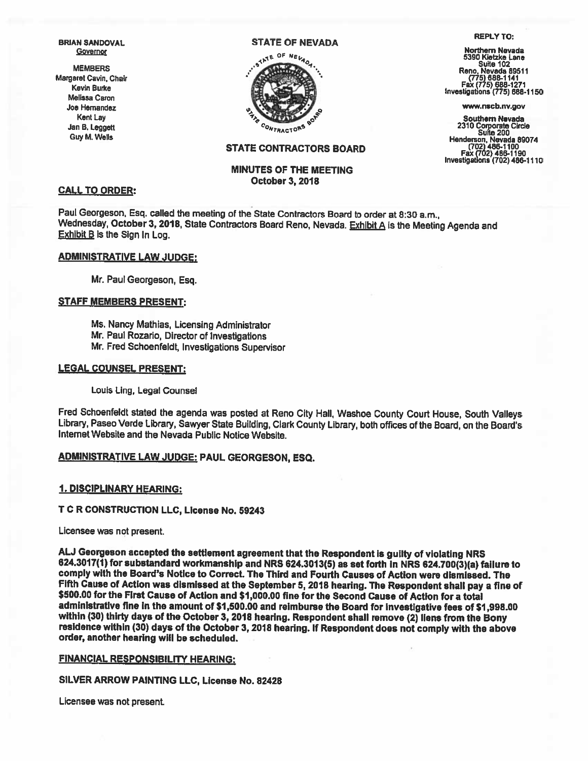BRIAN SANDOVAL
Governor

MEMBERS
Margaret Cavin, Chair
Kevin Burke
Melissa Caron
Joe Hernandez
Kent Lay
Jan B. Leggett
Guy M. Wells

STATE OF NEVADA

STATE CONTRACTORS BOARD

REPLY TO:

Northern Nevada
5390 Kietzke Lane
Suite 102
Reno, Nevada 89511
(775) 688-1141
Fax (775) 688-1271
Investigations (775) 688-1150

www.nscb.nv.gov

Southern Nevada
2310 Corporate Circle
Suite 200
Henderson, Nevada 89074
(702) 486-1100
Fax (702) 486-1190
Investigations (702) 486-1110

# MINUTES OF THE MEETING
October 3, 2018

## CALL TO ORDER:

Paul Georgeson, Esq. called the meeting of the State Contractors Board to order at 8:30 a.m., Wednesday, **October 3, 2018**, State Contractors Board Reno, Nevada. Exhibit A is the Meeting Agenda and Exhibit B is the Sign In Log.

## ADMINISTRATIVE LAW JUDGE:

Mr. Paul Georgeson, Esq.

## STAFF MEMBERS PRESENT:

Ms. Nancy Mathias, Licensing Administrator
Mr. Paul Rozario, Director of Investigations
Mr. Fred Schoenfeldt, Investigations Supervisor

## LEGAL COUNSEL PRESENT:

Louis Ling, Legal Counsel

Fred Schoenfeldt stated the agenda was posted at Reno City Hall, Washoe County Court House, South Valleys Library, Paseo Verde Library, Sawyer State Building, Clark County Library, both offices of the Board, on the Board's Internet Website and the Nevada Public Notice Website.

## ADMINISTRATIVE LAW JUDGE: PAUL GEORGESON, ESQ.

### 1. DISCIPLINARY HEARING:

**T C R CONSTRUCTION LLC, License No. 59243**

Licensee was not present.

**ALJ Georgeson accepted the settlement agreement that the Respondent is guilty of violating NRS 624.3017(1) for substandard workmanship and NRS 624.3013(5) as set forth in NRS 624.700(3)(a) failure to comply with the Board's Notice to Correct. The Third and Fourth Causes of Action were dismissed. The Fifth Cause of Action was dismissed at the September 5, 2018 hearing. The Respondent shall pay a fine of $500.00 for the First Cause of Action and $1,000.00 fine for the Second Cause of Action for a total administrative fine in the amount of $1,500.00 and reimburse the Board for investigative fees of $1,998.00 within (30) thirty days of the October 3, 2018 hearing. Respondent shall remove (2) liens from the Bony residence within (30) days of the October 3, 2018 hearing. If Respondent does not comply with the above order, another hearing will be scheduled.**

### FINANCIAL RESPONSIBILITY HEARING:

**SILVER ARROW PAINTING LLC, License No. 82428**

Licensee was not present.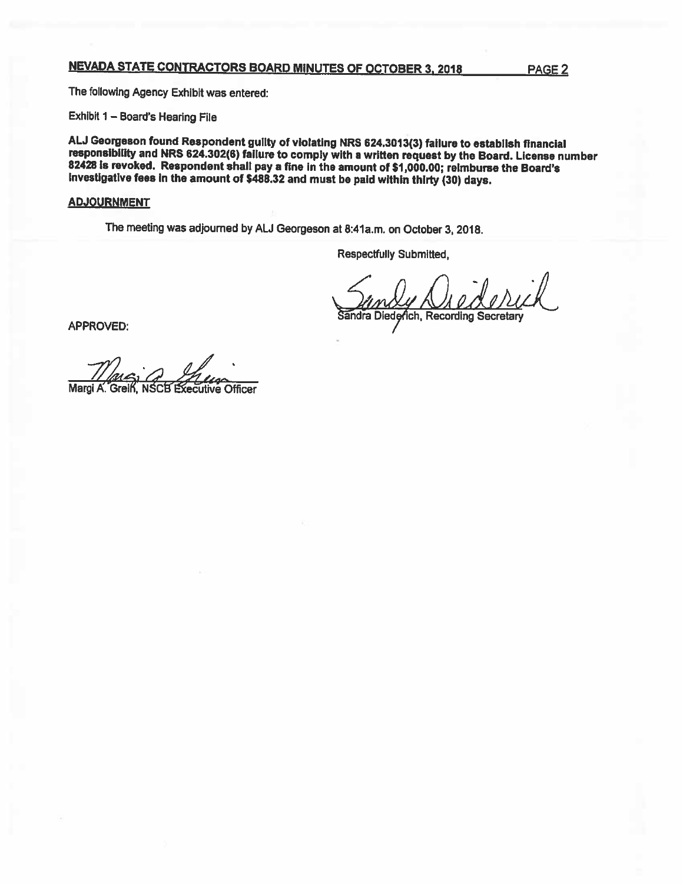The following Agency Exhibit was entered:

Exhibit 1 – Board's Hearing File

**ALJ Georgeson found Respondent guilty of violating NRS 624.3013(3) failure to establish financial responsibility and NRS 624.302(6) failure to comply with a written request by the Board. License number 82428 is revoked. Respondent shall pay a fine in the amount of $1,000.00; reimburse the Board's investigative fees in the amount of $488.32 and must be paid within thirty (30) days.**

## ADJOURNMENT

The meeting was adjourned by ALJ Georgeson at 8:41a.m. on October 3, 2018.

Respectfully Submitted,

Sandra Diederich, Recording Secretary

APPROVED:

Margi A. Grein, NSCB Executive Officer